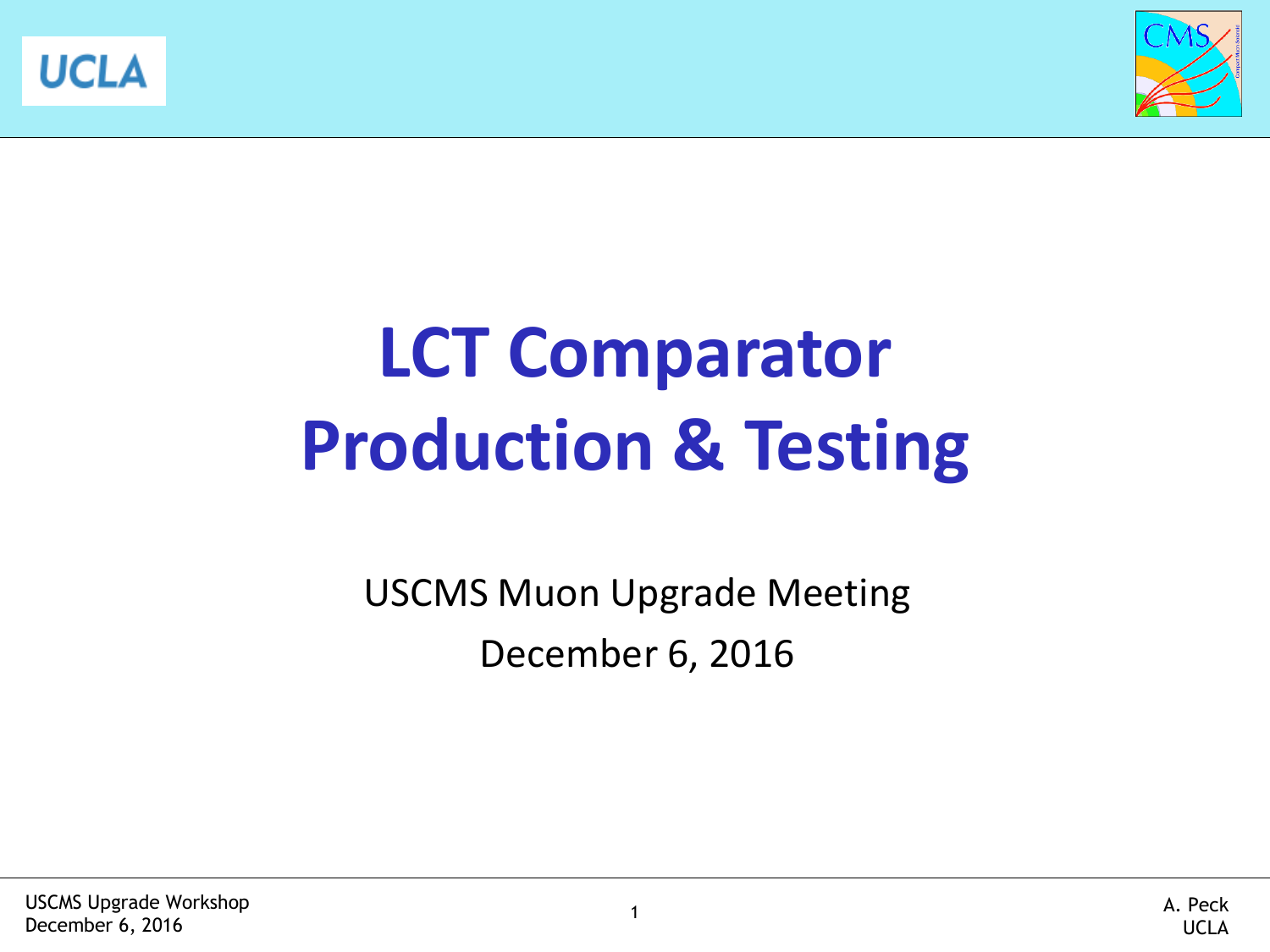# LCT Comparator Production & Testing

USCMS Muon Upgrade Meeting

December 6, 2016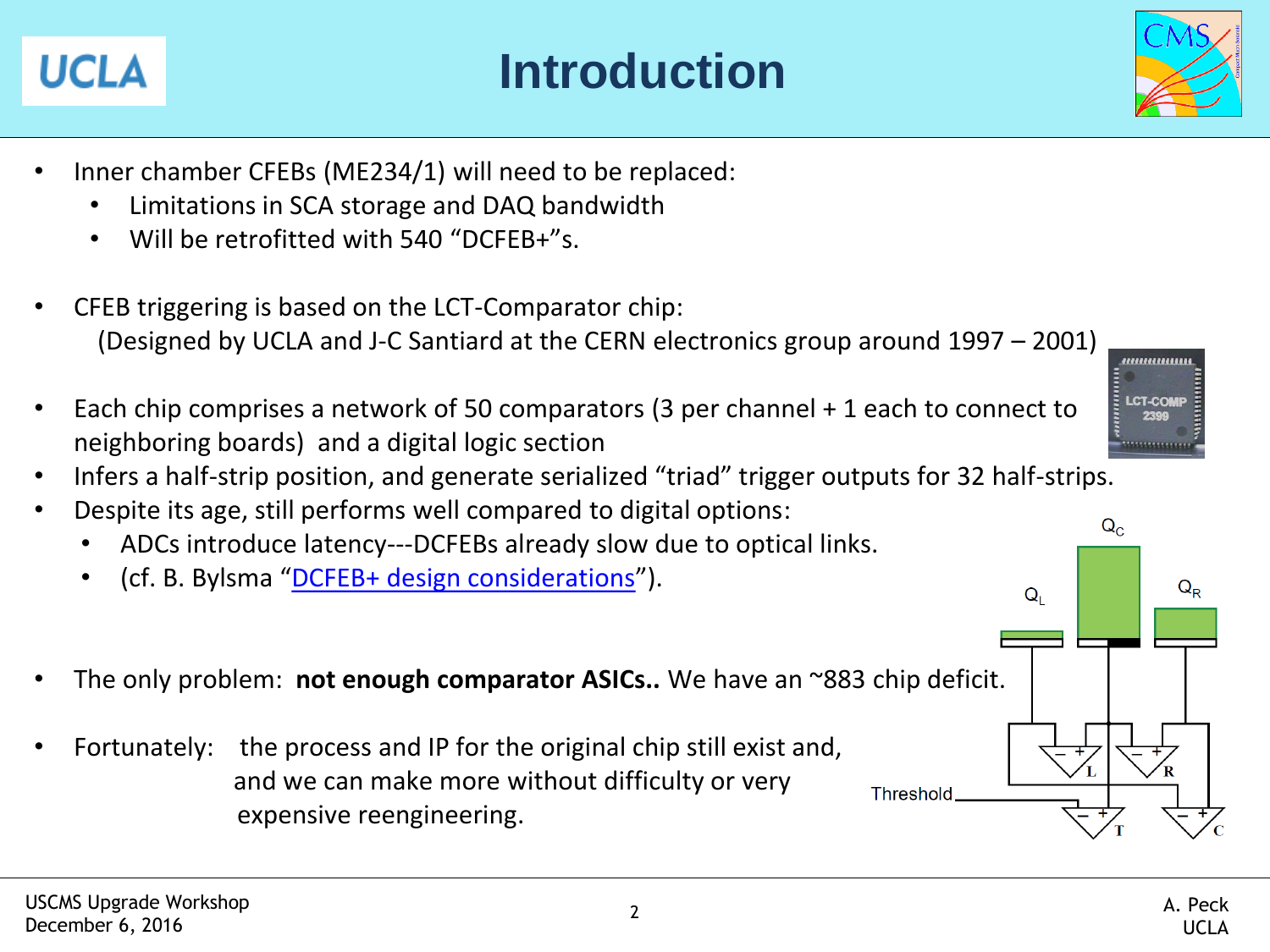# Introduction

- Inner chamber CFEBs (ME234/1) will need to be replaced:
  - Limitations in SCA storage and DAQ bandwidth
  - Will be retrofitted with 540 “DCFEB+”s.

- CFEB triggering is based on the LCT-Comparator chip:
  (Designed by UCLA and J-C Santiard at the CERN electronics group around 1997 – 2001)

- Each chip comprises a network of 50 comparators (3 per channel + 1 each to connect to neighboring boards) and a digital logic section
- Infers a half-strip position, and generate serialized “triad” trigger outputs for 32 half-strips.
- Despite its age, still performs well compared to digital options:
  - ADCs introduce latency---DCFEBs already slow due to optical links.
  - (cf. B. Bylsma “DCFEB+ design considerations”).

- The only problem: **not enough comparator ASICs..** We have an ~883 chip deficit.

- Fortunately: the process and IP for the original chip still exist and, and we can make more without difficulty or very expensive reengineering.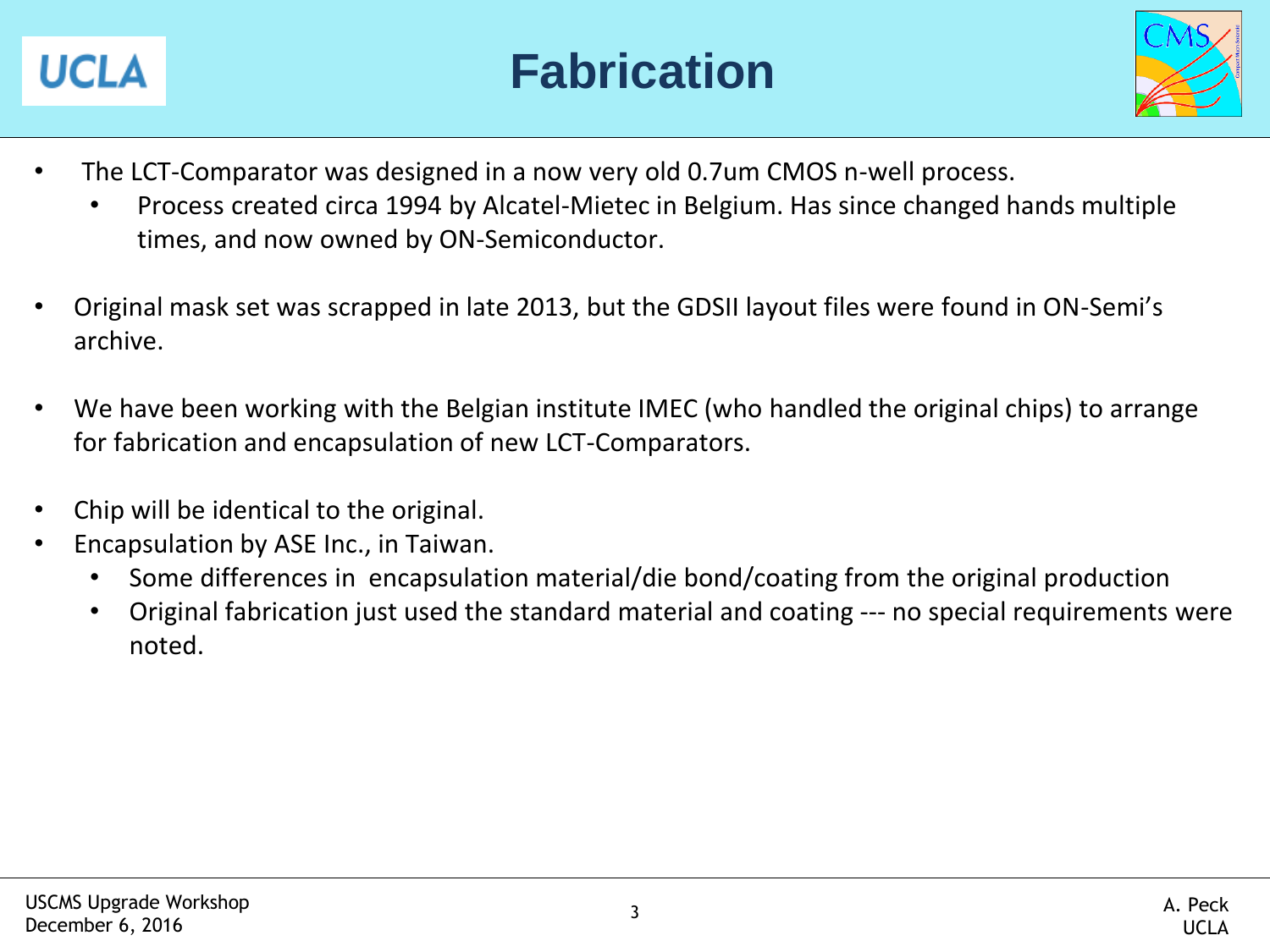# Fabrication

- The LCT-Comparator was designed in a now very old 0.7um CMOS n-well process.
  - Process created circa 1994 by Alcatel-Mietec in Belgium. Has since changed hands multiple times, and now owned by ON-Semiconductor.

- Original mask set was scrapped in late 2013, but the GDSII layout files were found in ON-Semi's archive.

- We have been working with the Belgian institute IMEC (who handled the original chips) to arrange for fabrication and encapsulation of new LCT-Comparators.

- Chip will be identical to the original.
- Encapsulation by ASE Inc., in Taiwan.
  - Some differences in encapsulation material/die bond/coating from the original production
  - Original fabrication just used the standard material and coating --- no special requirements were noted.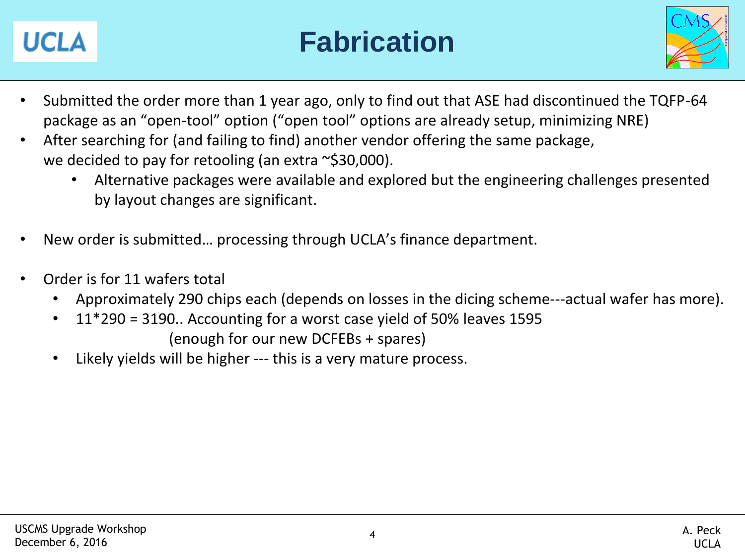# Fabrication

- Submitted the order more than 1 year ago, only to find out that ASE had discontinued the TQFP-64 package as an "open-tool" option ("open tool" options are already setup, minimizing NRE)
- After searching for (and failing to find) another vendor offering the same package, we decided to pay for retooling (an extra ~$30,000).
  - Alternative packages were available and explored but the engineering challenges presented by layout changes are significant.

- New order is submitted… processing through UCLA's finance department.

- Order is for 11 wafers total
  - Approximately 290 chips each (depends on losses in the dicing scheme---actual wafer has more).
  - 11*290 = 3190.. Accounting for a worst case yield of 50% leaves 1595 (enough for our new DCFEBs + spares)
  - Likely yields will be higher --- this is a very mature process.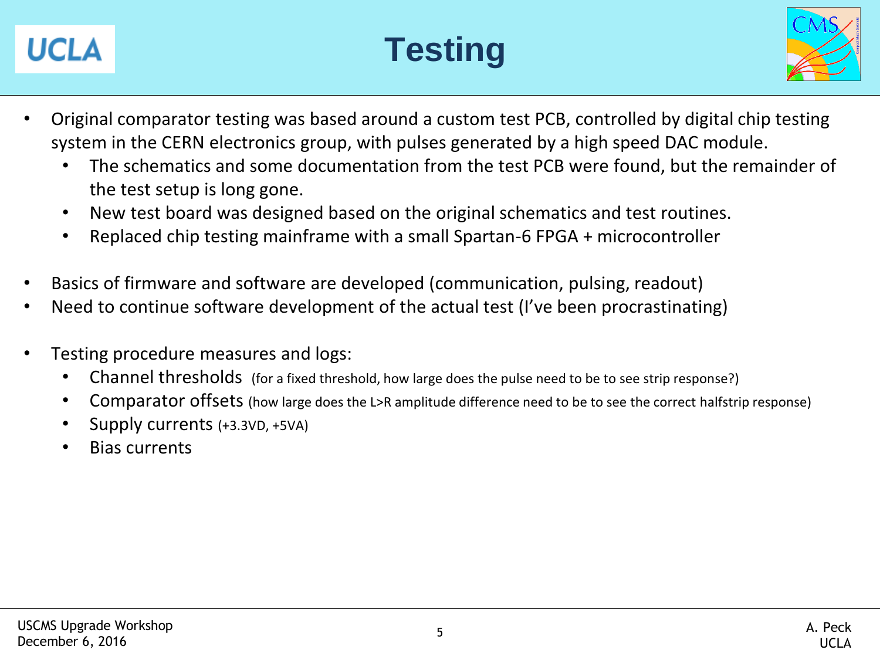# Testing

- Original comparator testing was based around a custom test PCB, controlled by digital chip testing system in the CERN electronics group, with pulses generated by a high speed DAC module.
  - The schematics and some documentation from the test PCB were found, but the remainder of the test setup is long gone.
  - New test board was designed based on the original schematics and test routines.
  - Replaced chip testing mainframe with a small Spartan-6 FPGA + microcontroller

- Basics of firmware and software are developed (communication, pulsing, readout)
- Need to continue software development of the actual test (I've been procrastinating)

- Testing procedure measures and logs:
  - Channel thresholds (for a fixed threshold, how large does the pulse need to be to see strip response?)
  - Comparator offsets (how large does the L>R amplitude difference need to be to see the correct halfstrip response)
  - Supply currents (+3.3VD, +5VA)
  - Bias currents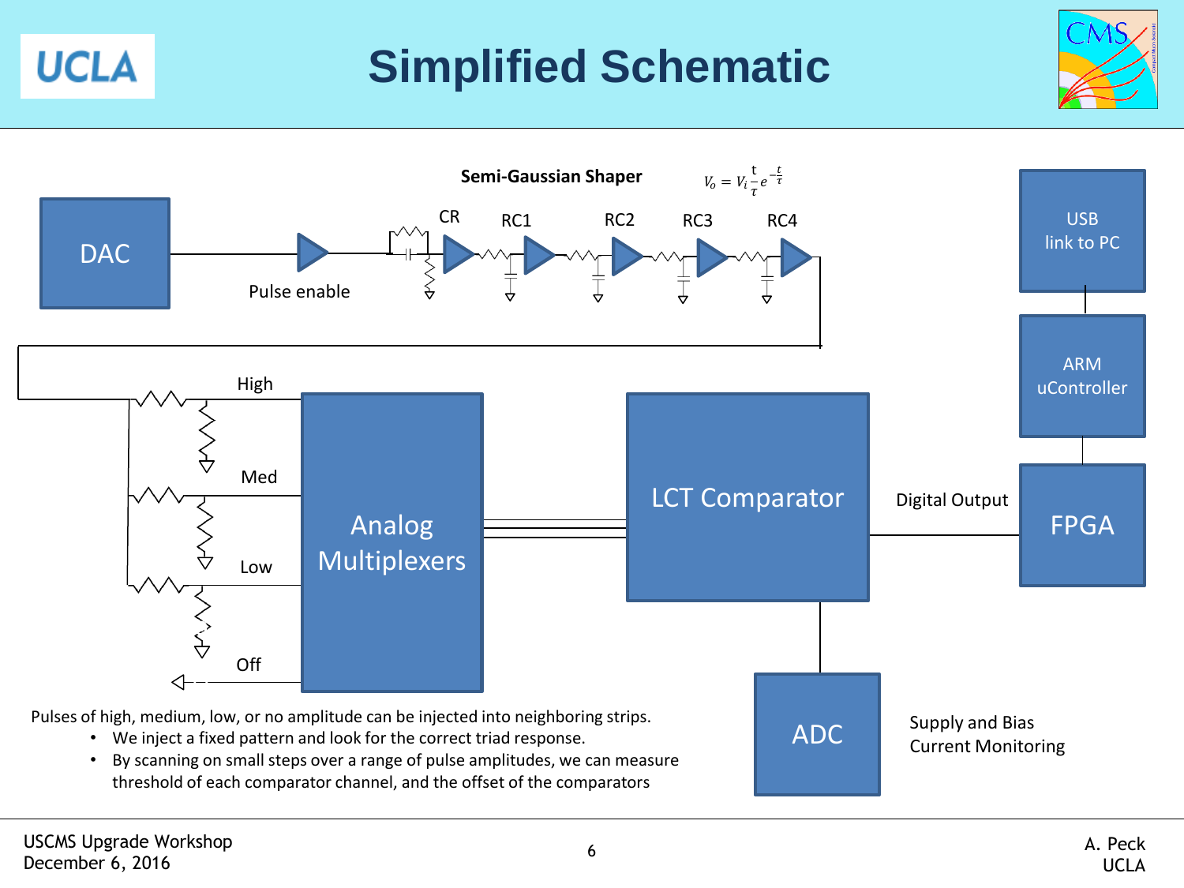# Simplified Schematic

Semi-Gaussian Shaper

$$V_o = V_i \frac{t}{\tau} e^{-\frac{t}{\tau}}$$

DAC

Pulse enable

CR

RC1

RC2

RC3

RC4

USB link to PC

ARM uController

High

Med

Low

Off

Analog Multiplexers

LCT Comparator

Digital Output

FPGA

ADC

Supply and Bias Current Monitoring

Pulses of high, medium, low, or no amplitude can be injected into neighboring strips.

- We inject a fixed pattern and look for the correct triad response.
- By scanning on small steps over a range of pulse amplitudes, we can measure threshold of each comparator channel, and the offset of the comparators

USCMS Upgrade Workshop
December 6, 2016

A. Peck
UCLA